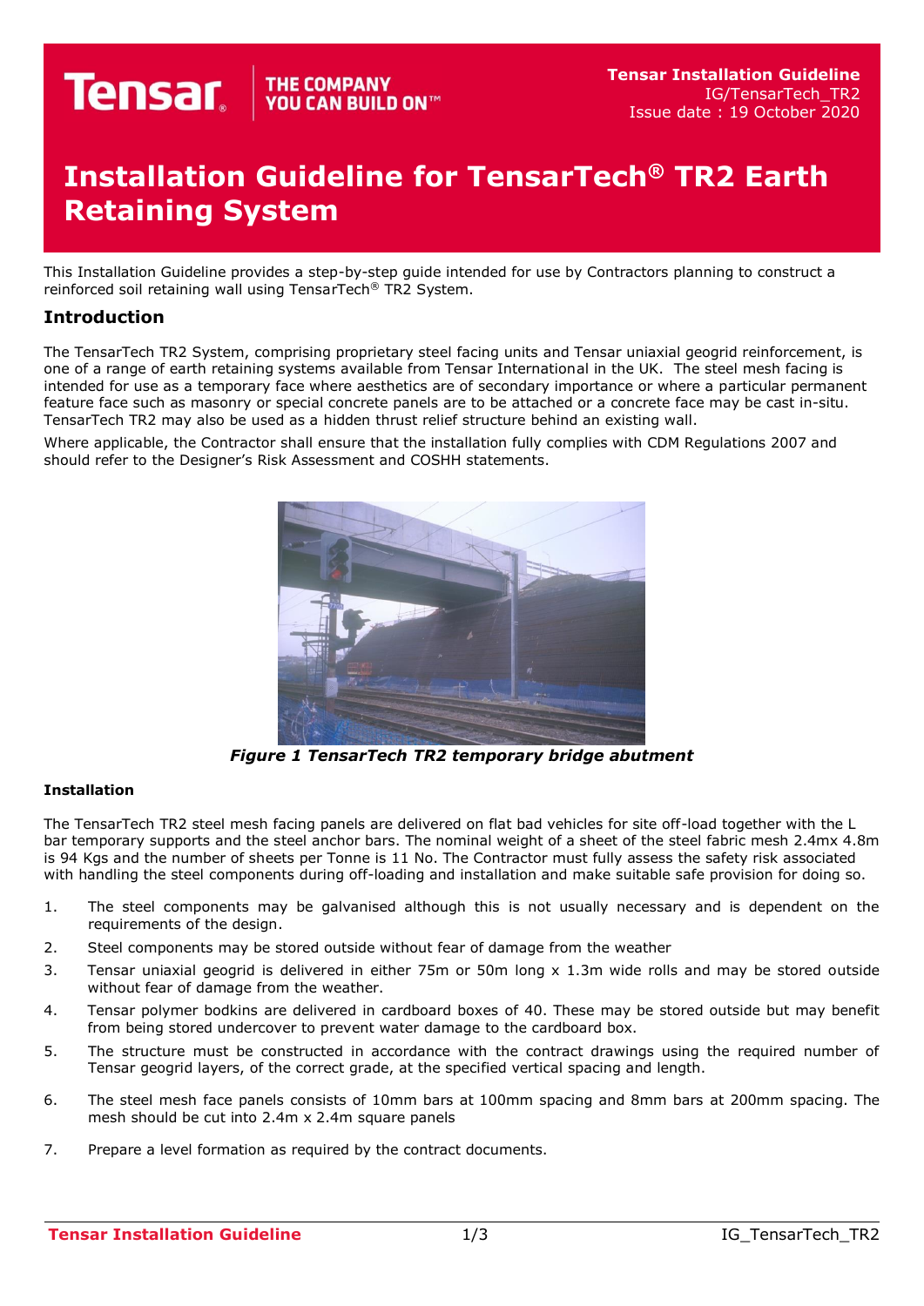# Installation Guideline for TensarTech® TR2 Earth Retaining System

This Installation Guideline provides a step-by-step guide intended for use by Contractors planning to construct a reinforced soil retaining wall using TensarTech® TR2 System.

## Introduction

The TensarTech TR2 System, comprising proprietary steel facing units and Tensar uniaxial geogrid reinforcement, is one of a range of earth retaining systems available from Tensar International in the UK. The steel mesh facing is intended for use as a temporary face where aesthetics are of secondary importance or where a particular permanent feature face such as masonry or special concrete panels are to be attached or a concrete face may be cast in-situ. TensarTech TR2 may also be used as a hidden thrust relief structure behind an existing wall.

Where applicable, the Contractor shall ensure that the installation fully complies with CDM Regulations 2007 and should refer to the Designer's Risk Assessment and COSHH statements.

***Figure 1 TensarTech TR2 temporary bridge abutment***

### Installation

The TensarTech TR2 steel mesh facing panels are delivered on flat bad vehicles for site off-load together with the L bar temporary supports and the steel anchor bars. The nominal weight of a sheet of the steel fabric mesh 2.4mx 4.8m is 94 Kgs and the number of sheets per Tonne is 11 No. The Contractor must fully assess the safety risk associated with handling the steel components during off-loading and installation and make suitable safe provision for doing so.

1. The steel components may be galvanised although this is not usually necessary and is dependent on the requirements of the design.
2. Steel components may be stored outside without fear of damage from the weather
3. Tensar uniaxial geogrid is delivered in either 75m or 50m long x 1.3m wide rolls and may be stored outside without fear of damage from the weather.
4. Tensar polymer bodkins are delivered in cardboard boxes of 40. These may be stored outside but may benefit from being stored undercover to prevent water damage to the cardboard box.
5. The structure must be constructed in accordance with the contract drawings using the required number of Tensar geogrid layers, of the correct grade, at the specified vertical spacing and length.
6. The steel mesh face panels consists of 10mm bars at 100mm spacing and 8mm bars at 200mm spacing. The mesh should be cut into 2.4m x 2.4m square panels
7. Prepare a level formation as required by the contract documents.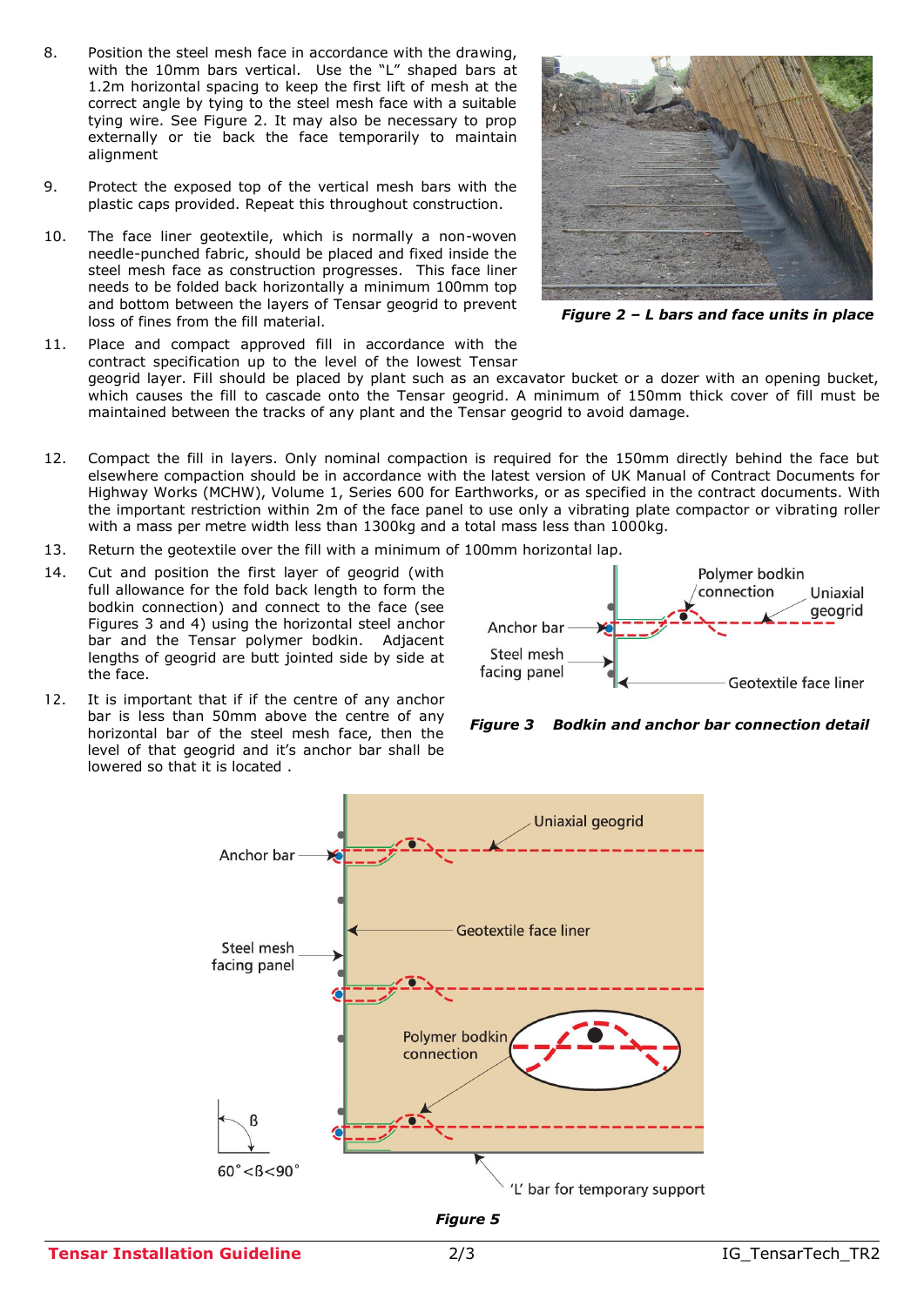8. Position the steel mesh face in accordance with the drawing, with the 10mm bars vertical. Use the "L" shaped bars at 1.2m horizontal spacing to keep the first lift of mesh at the correct angle by tying to the steel mesh face with a suitable tying wire. See Figure 2. It may also be necessary to prop externally or tie back the face temporarily to maintain alignment

9. Protect the exposed top of the vertical mesh bars with the plastic caps provided. Repeat this throughout construction.

10. The face liner geotextile, which is normally a non-woven needle-punched fabric, should be placed and fixed inside the steel mesh face as construction progresses. This face liner needs to be folded back horizontally a minimum 100mm top and bottom between the layers of Tensar geogrid to prevent loss of fines from the fill material.

***Figure 2 – L bars and face units in place***

11. Place and compact approved fill in accordance with the contract specification up to the level of the lowest Tensar geogrid layer. Fill should be placed by plant such as an excavator bucket or a dozer with an opening bucket, which causes the fill to cascade onto the Tensar geogrid. A minimum of 150mm thick cover of fill must be maintained between the tracks of any plant and the Tensar geogrid to avoid damage.

12. Compact the fill in layers. Only nominal compaction is required for the 150mm directly behind the face but elsewhere compaction should be in accordance with the latest version of UK Manual of Contract Documents for Highway Works (MCHW), Volume 1, Series 600 for Earthworks, or as specified in the contract documents. With the important restriction within 2m of the face panel to use only a vibrating plate compactor or vibrating roller with a mass per metre width less than 1300kg and a total mass less than 1000kg.

13. Return the geotextile over the fill with a minimum of 100mm horizontal lap.

14. Cut and position the first layer of geogrid (with full allowance for the fold back length to form the bodkin connection) and connect to the face (see Figures 3 and 4) using the horizontal steel anchor bar and the Tensar polymer bodkin. Adjacent lengths of geogrid are butt jointed side by side at the face.

12. It is important that if if the centre of any anchor bar is less than 50mm above the centre of any horizontal bar of the steel mesh face, then the level of that geogrid and it's anchor bar shall be lowered so that it is located .

***Figure 3 Bodkin and anchor bar connection detail***

***Figure 5***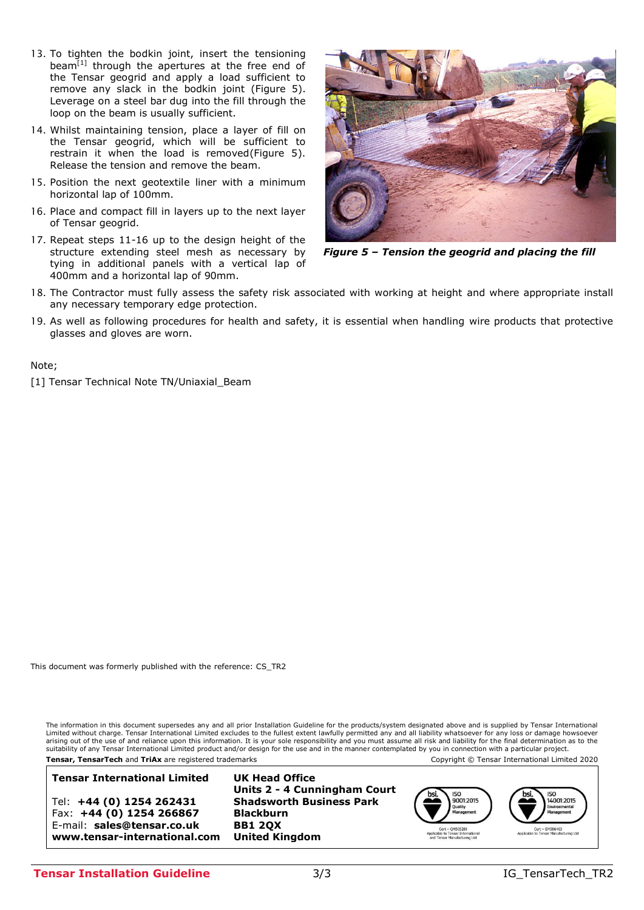13. To tighten the bodkin joint, insert the tensioning beam[1] through the apertures at the free end of the Tensar geogrid and apply a load sufficient to remove any slack in the bodkin joint (Figure 5). Leverage on a steel bar dug into the fill through the loop on the beam is usually sufficient.
14. Whilst maintaining tension, place a layer of fill on the Tensar geogrid, which will be sufficient to restrain it when the load is removed(Figure 5). Release the tension and remove the beam.
15. Position the next geotextile liner with a minimum horizontal lap of 100mm.
16. Place and compact fill in layers up to the next layer of Tensar geogrid.
17. Repeat steps 11-16 up to the design height of the structure extending steel mesh as necessary by tying in additional panels with a vertical lap of 400mm and a horizontal lap of 90mm.
18. The Contractor must fully assess the safety risk associated with working at height and where appropriate install any necessary temporary edge protection.
19. As well as following procedures for health and safety, it is essential when handling wire products that protective glasses and gloves are worn.

***Figure 5 – Tension the geogrid and placing the fill***

Note;

[1] Tensar Technical Note TN/Uniaxial_Beam

This document was formerly published with the reference: CS_TR2

The information in this document supersedes any and all prior Installation Guideline for the products/system designated above and is supplied by Tensar International Limited without charge. Tensar International Limited excludes to the fullest extent lawfully permitted any and all liability whatsoever for any loss or damage howsoever arising out of the use of and reliance upon this information. It is your sole responsibility and you must assume all risk and liability for the final determination as to the suitability of any Tensar International Limited product and/or design for the use and in the manner contemplated by you in connection with a particular project.

**Tensar, TensarTech** and **TriAx** are registered trademarks

Copyright © Tensar International Limited 2020

**Tensar International Limited**

Tel: **+44 (0) 1254 262431**
Fax: **+44 (0) 1254 266867**
E-mail: **sales@tensar.co.uk**
**www.tensar-international.com**

**UK Head Office**
**Units 2 - 4 Cunningham Court**
**Shadsworth Business Park**
**Blackburn**
**BB1 2QX**
**United Kingdom**

bsi. ISO 9001:2015 Quality Management
Cert – QMS05288
Applicable to Tensar International and Tensar Manufacturing Ltd

bsi. ISO 14001:2015 Environmental Management
Cert – EMS86463
Applicable to Tensar Manufacturing Ltd